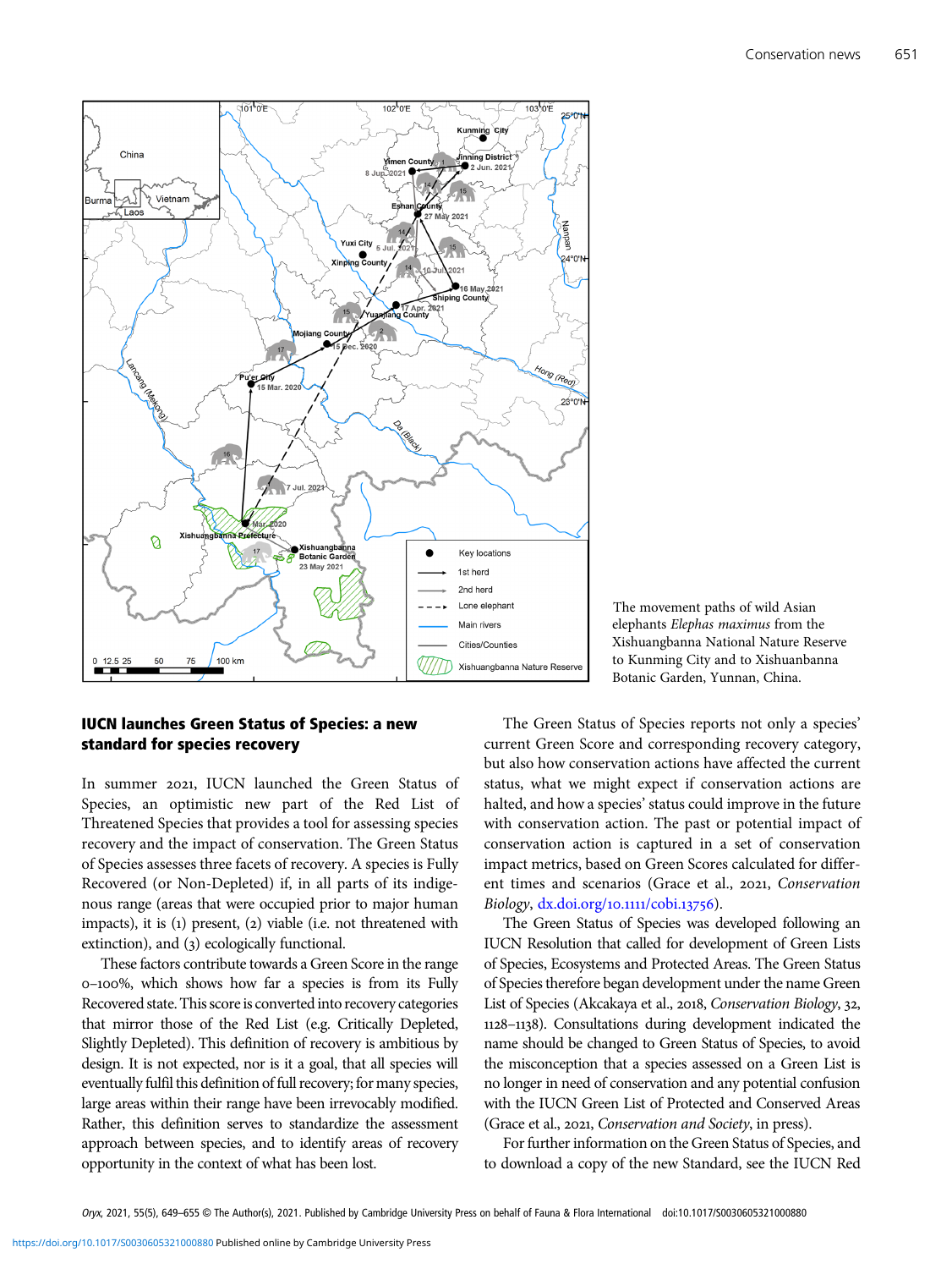The movement paths of wild Asian elephants *Elephas maximus* from the Xishuangbanna National Nature Reserve to Kunming City and to Xishuanbanna Botanic Garden, Yunnan, China.

## IUCN launches Green Status of Species: a new standard for species recovery

In summer 2021, IUCN launched the Green Status of Species, an optimistic new part of the Red List of Threatened Species that provides a tool for assessing species recovery and the impact of conservation. The Green Status of Species assesses three facets of recovery. A species is Fully Recovered (or Non-Depleted) if, in all parts of its indigenous range (areas that were occupied prior to major human impacts), it is (1) present, (2) viable (i.e. not threatened with extinction), and (3) ecologically functional.

These factors contribute towards a Green Score in the range 0–100%, which shows how far a species is from its Fully Recovered state. This score is converted into recovery categories that mirror those of the Red List (e.g. Critically Depleted, Slightly Depleted). This definition of recovery is ambitious by design. It is not expected, nor is it a goal, that all species will eventually fulfil this definition of full recovery; for many species, large areas within their range have been irrevocably modified. Rather, this definition serves to standardize the assessment approach between species, and to identify areas of recovery opportunity in the context of what has been lost.

The Green Status of Species reports not only a species' current Green Score and corresponding recovery category, but also how conservation actions have affected the current status, what we might expect if conservation actions are halted, and how a species' status could improve in the future with conservation action. The past or potential impact of conservation action is captured in a set of conservation impact metrics, based on Green Scores calculated for different times and scenarios (Grace et al., 2021, *Conservation Biology*, dx.doi.org/10.1111/cobi.13756).

The Green Status of Species was developed following an IUCN Resolution that called for development of Green Lists of Species, Ecosystems and Protected Areas. The Green Status of Species therefore began development under the name Green List of Species (Akcakaya et al., 2018, *Conservation Biology*, 32, 1128–1138). Consultations during development indicated the name should be changed to Green Status of Species, to avoid the misconception that a species assessed on a Green List is no longer in need of conservation and any potential confusion with the IUCN Green List of Protected and Conserved Areas (Grace et al., 2021, *Conservation and Society*, in press).

For further information on the Green Status of Species, and to download a copy of the new Standard, see the IUCN Red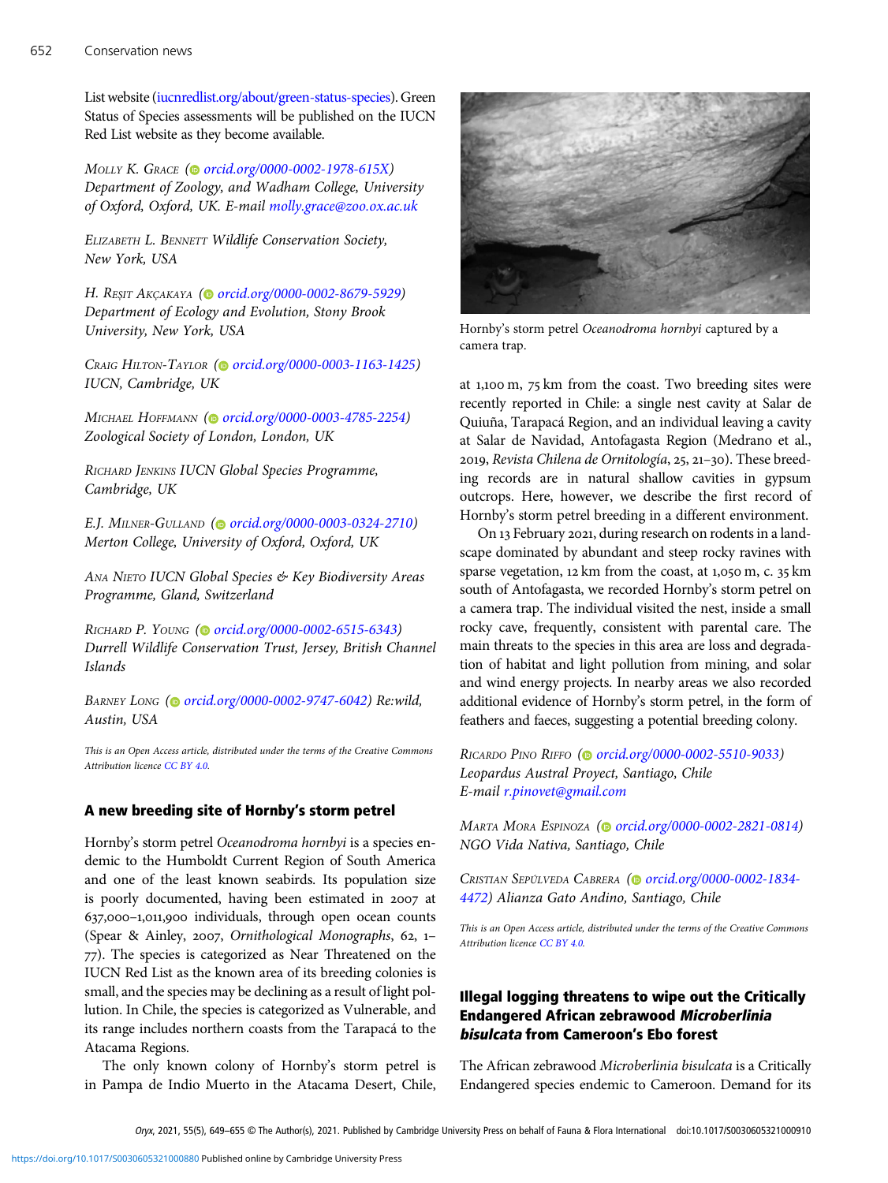List website (iucnredlist.org/about/green-status-species). Green Status of Species assessments will be published on the IUCN Red List website as they become available.

*Molly K. Grace* (orcid.org/0000-0002-1978-615X) *Department of Zoology, and Wadham College, University of Oxford, Oxford, UK. E-mail molly.grace@zoo.ox.ac.uk*

*Elizabeth L. Bennett Wildlife Conservation Society, New York, USA*

*H. Reşit Akçakaya* (orcid.org/0000-0002-8679-5929) *Department of Ecology and Evolution, Stony Brook University, New York, USA*

*Craig Hilton-Taylor* (orcid.org/0000-0003-1163-1425) *IUCN, Cambridge, UK*

*Michael Hoffmann* (orcid.org/0000-0003-4785-2254) *Zoological Society of London, London, UK*

*Richard Jenkins IUCN Global Species Programme, Cambridge, UK*

*E.J. Milner-Gulland* (orcid.org/0000-0003-0324-2710) *Merton College, University of Oxford, Oxford, UK*

*Ana Nieto IUCN Global Species & Key Biodiversity Areas Programme, Gland, Switzerland*

*Richard P. Young* (orcid.org/0000-0002-6515-6343) *Durrell Wildlife Conservation Trust, Jersey, British Channel Islands*

*Barney Long* (orcid.org/0000-0002-9747-6042) *Re:wild, Austin, USA*

*This is an Open Access article, distributed under the terms of the Creative Commons Attribution licence CC BY 4.0.*

## A new breeding site of Hornby's storm petrel

Hornby's storm petrel *Oceanodroma hornbyi* is a species endemic to the Humboldt Current Region of South America and one of the least known seabirds. Its population size is poorly documented, having been estimated in 2007 at 637,000–1,011,900 individuals, through open ocean counts (Spear & Ainley, 2007, *Ornithological Monographs*, 62, 1–77). The species is categorized as Near Threatened on the IUCN Red List as the known area of its breeding colonies is small, and the species may be declining as a result of light pollution. In Chile, the species is categorized as Vulnerable, and its range includes northern coasts from the Tarapacá to the Atacama Regions.

The only known colony of Hornby's storm petrel is in Pampa de Indio Muerto in the Atacama Desert, Chile, at 1,100 m, 75 km from the coast. Two breeding sites were recently reported in Chile: a single nest cavity at Salar de Quiuña, Tarapacá Region, and an individual leaving a cavity at Salar de Navidad, Antofagasta Region (Medrano et al., 2019, *Revista Chilena de Ornitología*, 25, 21–30). These breeding records are in natural shallow cavities in gypsum outcrops. Here, however, we describe the first record of Hornby's storm petrel breeding in a different environment.

Hornby's storm petrel *Oceanodroma hornbyi* captured by a camera trap.

On 13 February 2021, during research on rodents in a landscape dominated by abundant and steep rocky ravines with sparse vegetation, 12 km from the coast, at 1,050 m, c. 35 km south of Antofagasta, we recorded Hornby's storm petrel on a camera trap. The individual visited the nest, inside a small rocky cave, frequently, consistent with parental care. The main threats to the species in this area are loss and degradation of habitat and light pollution from mining, and solar and wind energy projects. In nearby areas we also recorded additional evidence of Hornby's storm petrel, in the form of feathers and faeces, suggesting a potential breeding colony.

*Ricardo Pino Riffo* (orcid.org/0000-0002-5510-9033) *Leopardus Austral Proyect, Santiago, Chile E-mail r.pinovet@gmail.com*

*Marta Mora Espinoza* (orcid.org/0000-0002-2821-0814) *NGO Vida Nativa, Santiago, Chile*

*Cristian Sepúlveda Cabrera* (orcid.org/0000-0002-1834-4472) *Alianza Gato Andino, Santiago, Chile*

*This is an Open Access article, distributed under the terms of the Creative Commons Attribution licence CC BY 4.0.*

## Illegal logging threatens to wipe out the Critically Endangered African zebrawood *Microberlinia bisulcata* from Cameroon's Ebo forest

The African zebrawood *Microberlinia bisulcata* is a Critically Endangered species endemic to Cameroon. Demand for its